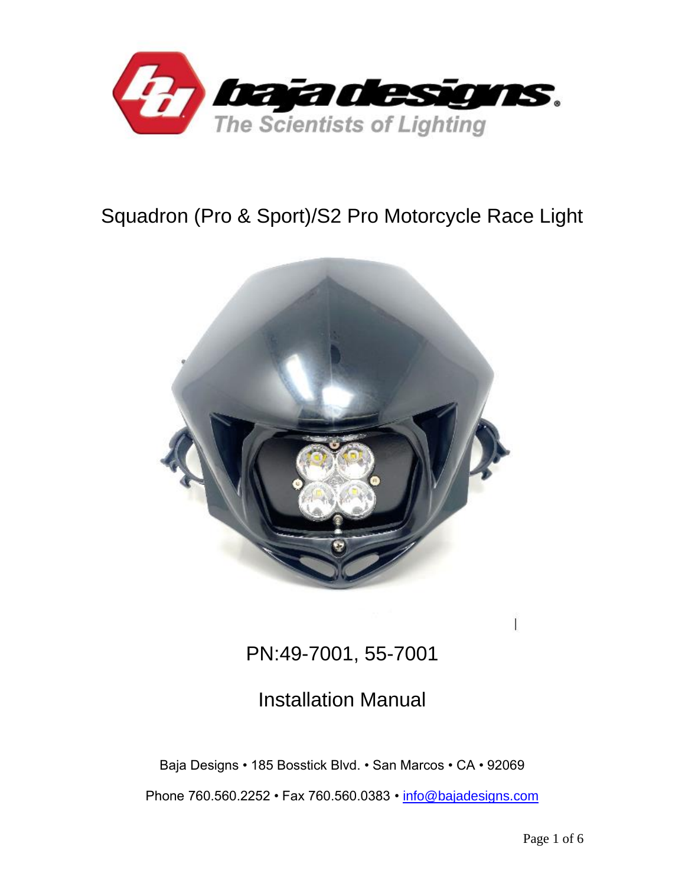baja designs

The Scientists of Lighting

# Squadron (Pro & Sport)/S2 Pro Motorcycle Race Light

## PN:49-7001, 55-7001

## Installation Manual

Baja Designs • 185 Bosstick Blvd. • San Marcos • CA • 92069

Phone 760.560.2252 • Fax 760.560.0383 • info@bajadesigns.com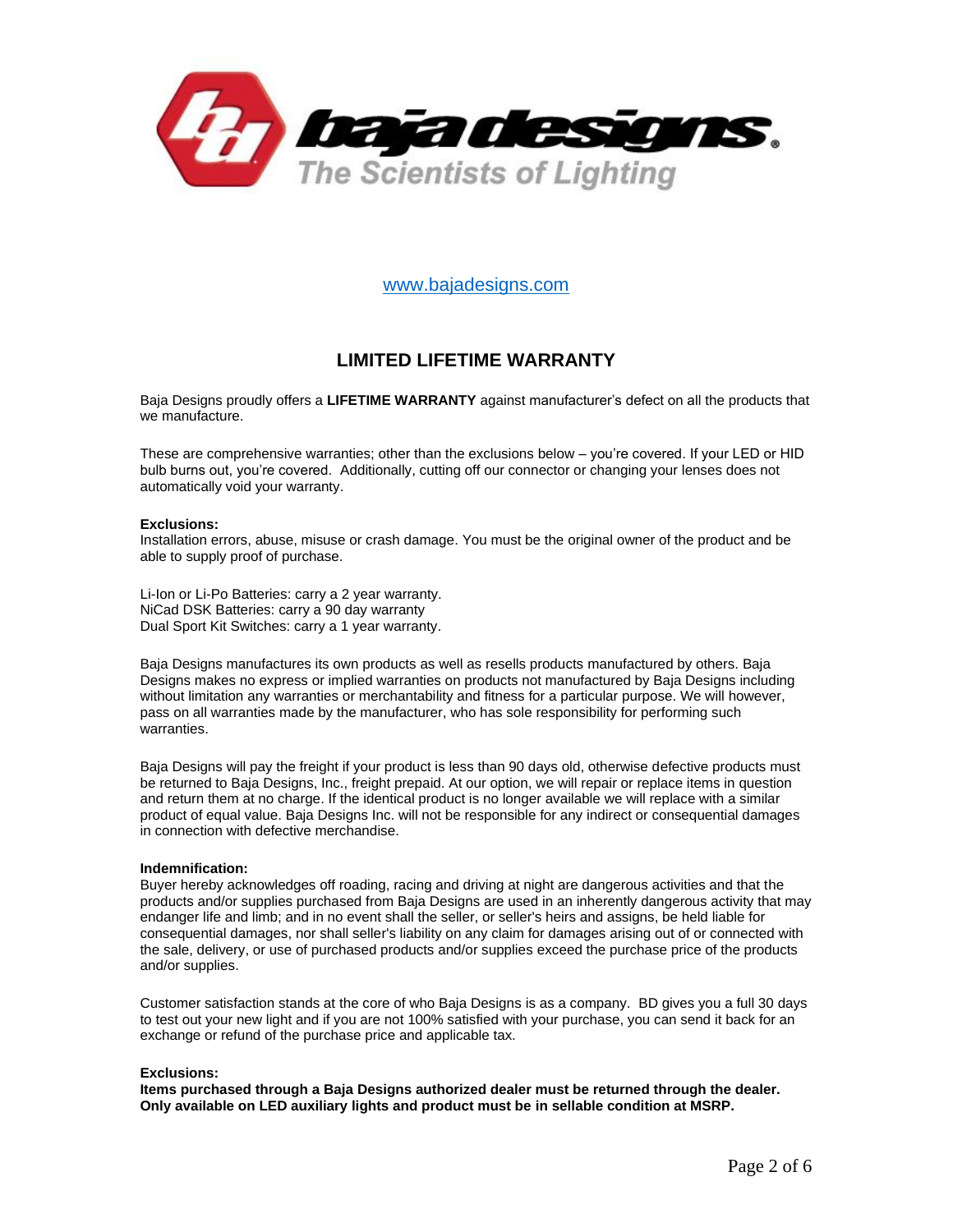www.bajadesigns.com

## LIMITED LIFETIME WARRANTY

Baja Designs proudly offers a **LIFETIME WARRANTY** against manufacturer's defect on all the products that we manufacture.

These are comprehensive warranties; other than the exclusions below – you're covered. If your LED or HID bulb burns out, you're covered. Additionally, cutting off our connector or changing your lenses does not automatically void your warranty.

**Exclusions:**
Installation errors, abuse, misuse or crash damage. You must be the original owner of the product and be able to supply proof of purchase.

Li-Ion or Li-Po Batteries: carry a 2 year warranty.
NiCad DSK Batteries: carry a 90 day warranty
Dual Sport Kit Switches: carry a 1 year warranty.

Baja Designs manufactures its own products as well as resells products manufactured by others. Baja Designs makes no express or implied warranties on products not manufactured by Baja Designs including without limitation any warranties or merchantability and fitness for a particular purpose. We will however, pass on all warranties made by the manufacturer, who has sole responsibility for performing such warranties.

Baja Designs will pay the freight if your product is less than 90 days old, otherwise defective products must be returned to Baja Designs, Inc., freight prepaid. At our option, we will repair or replace items in question and return them at no charge. If the identical product is no longer available we will replace with a similar product of equal value. Baja Designs Inc. will not be responsible for any indirect or consequential damages in connection with defective merchandise.

**Indemnification:**
Buyer hereby acknowledges off roading, racing and driving at night are dangerous activities and that the products and/or supplies purchased from Baja Designs are used in an inherently dangerous activity that may endanger life and limb; and in no event shall the seller, or seller's heirs and assigns, be held liable for consequential damages, nor shall seller's liability on any claim for damages arising out of or connected with the sale, delivery, or use of purchased products and/or supplies exceed the purchase price of the products and/or supplies.

Customer satisfaction stands at the core of who Baja Designs is as a company. BD gives you a full 30 days to test out your new light and if you are not 100% satisfied with your purchase, you can send it back for an exchange or refund of the purchase price and applicable tax.

**Exclusions:**
**Items purchased through a Baja Designs authorized dealer must be returned through the dealer. Only available on LED auxiliary lights and product must be in sellable condition at MSRP.**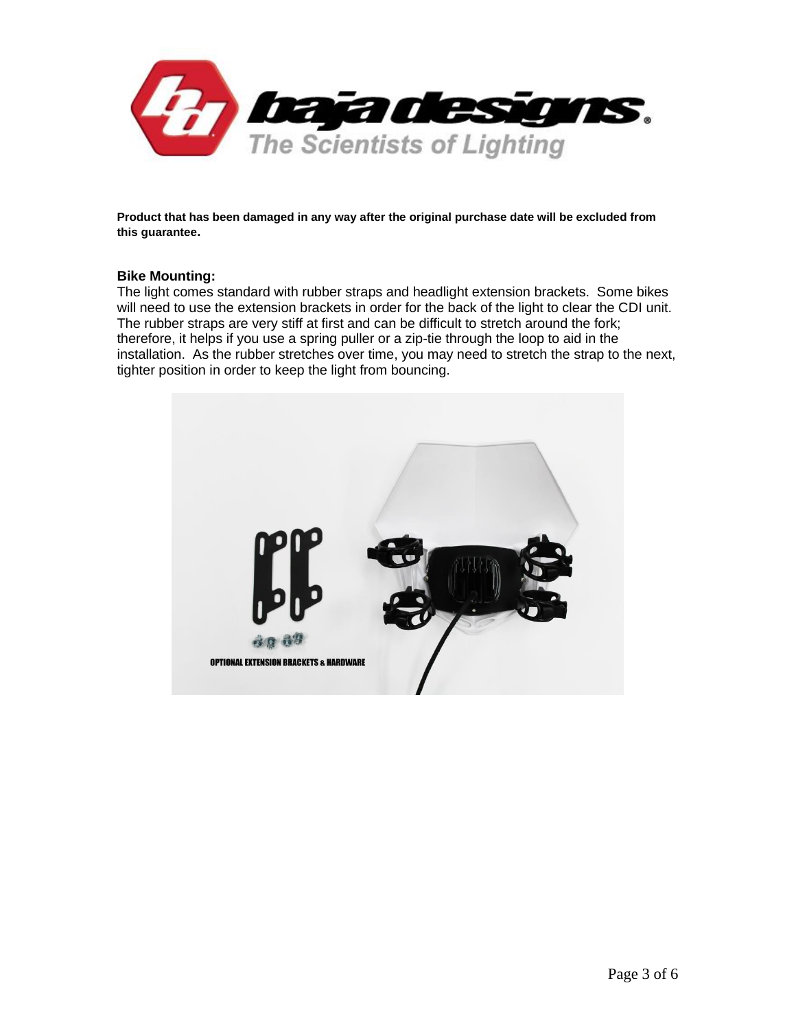**Product that has been damaged in any way after the original purchase date will be excluded from this guarantee.**

**Bike Mounting:**

The light comes standard with rubber straps and headlight extension brackets. Some bikes will need to use the extension brackets in order for the back of the light to clear the CDI unit. The rubber straps are very stiff at first and can be difficult to stretch around the fork; therefore, it helps if you use a spring puller or a zip-tie through the loop to aid in the installation. As the rubber stretches over time, you may need to stretch the strap to the next, tighter position in order to keep the light from bouncing.

OPTIONAL EXTENSION BRACKETS & HARDWARE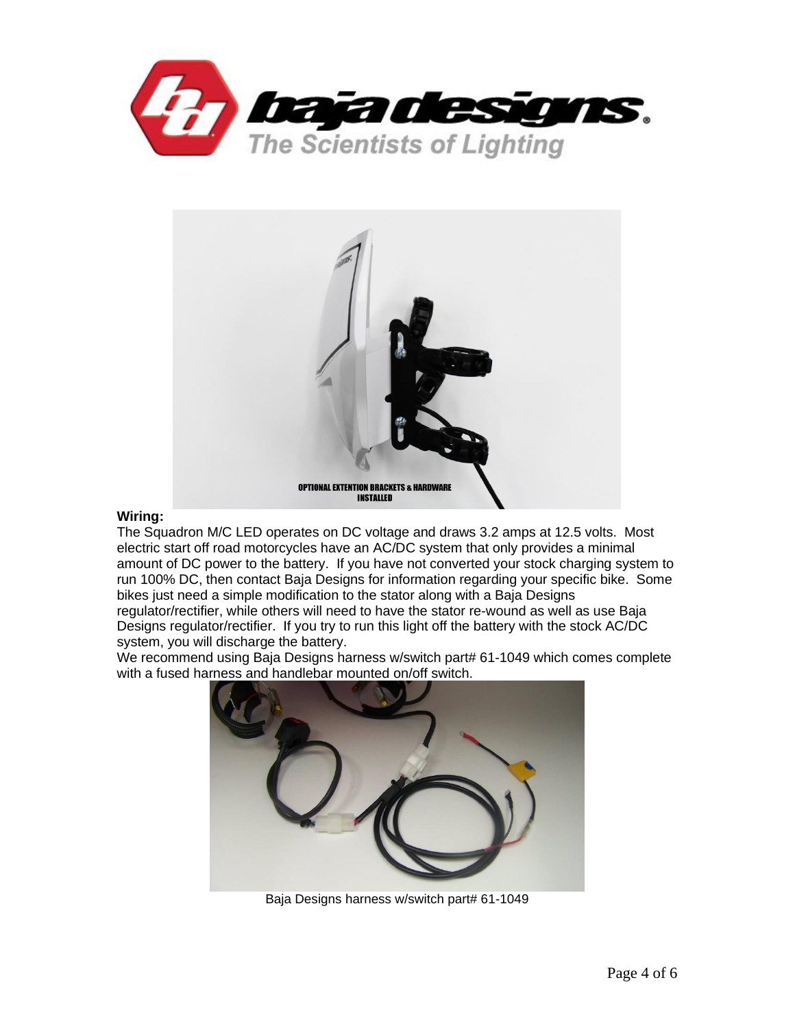**Wiring:**

The Squadron M/C LED operates on DC voltage and draws 3.2 amps at 12.5 volts. Most electric start off road motorcycles have an AC/DC system that only provides a minimal amount of DC power to the battery. If you have not converted your stock charging system to run 100% DC, then contact Baja Designs for information regarding your specific bike. Some bikes just need a simple modification to the stator along with a Baja Designs regulator/rectifier, while others will need to have the stator re-wound as well as use Baja Designs regulator/rectifier. If you try to run this light off the battery with the stock AC/DC system, you will discharge the battery.

We recommend using Baja Designs harness w/switch part# 61-1049 which comes complete with a fused harness and handlebar mounted on/off switch.

Baja Designs harness w/switch part# 61-1049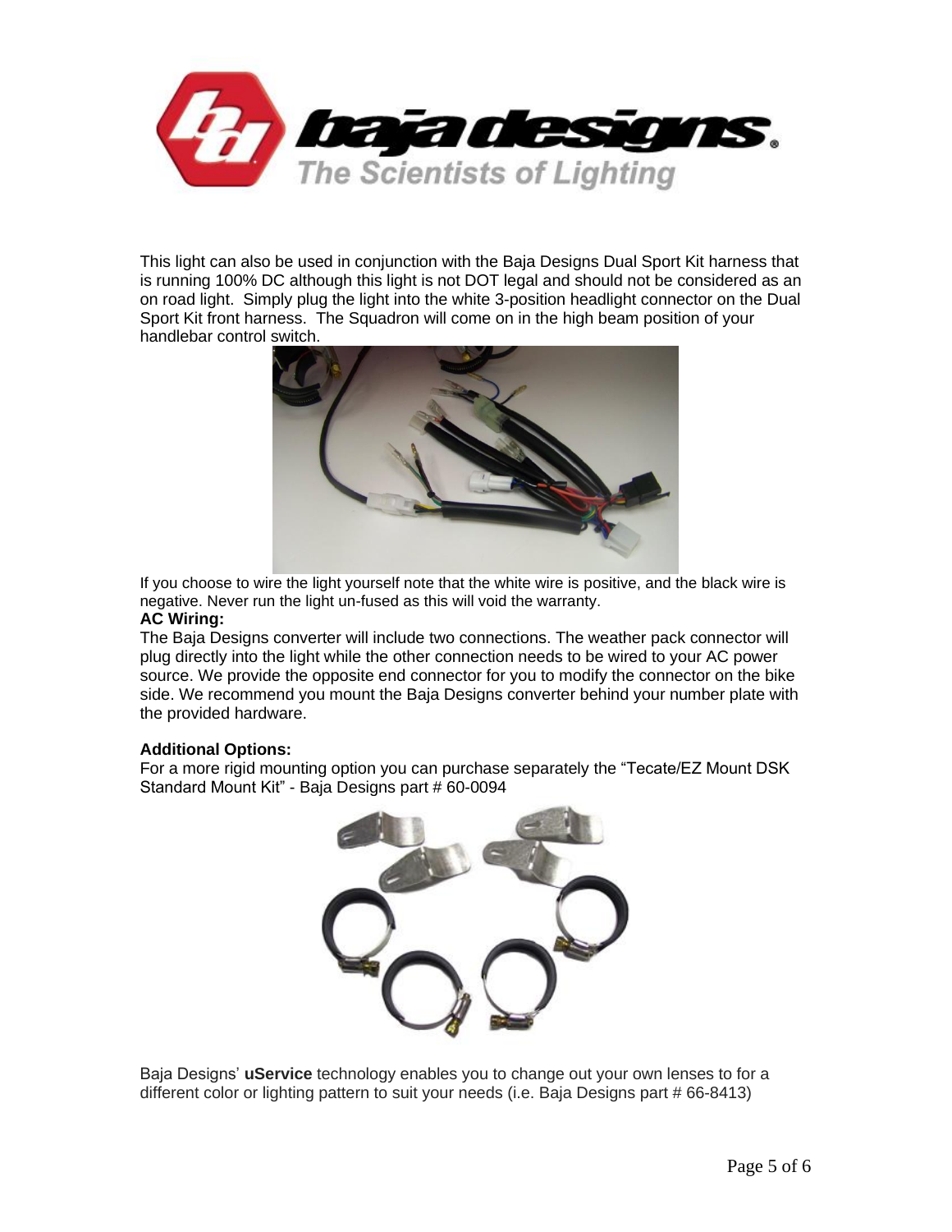This light can also be used in conjunction with the Baja Designs Dual Sport Kit harness that is running 100% DC although this light is not DOT legal and should not be considered as an on road light. Simply plug the light into the white 3-position headlight connector on the Dual Sport Kit front harness. The Squadron will come on in the high beam position of your handlebar control switch.

If you choose to wire the light yourself note that the white wire is positive, and the black wire is negative. Never run the light un-fused as this will void the warranty.

**AC Wiring:**

The Baja Designs converter will include two connections. The weather pack connector will plug directly into the light while the other connection needs to be wired to your AC power source. We provide the opposite end connector for you to modify the connector on the bike side. We recommend you mount the Baja Designs converter behind your number plate with the provided hardware.

**Additional Options:**

For a more rigid mounting option you can purchase separately the "Tecate/EZ Mount DSK Standard Mount Kit" - Baja Designs part # 60-0094

Baja Designs' **uService** technology enables you to change out your own lenses to for a different color or lighting pattern to suit your needs (i.e. Baja Designs part # 66-8413)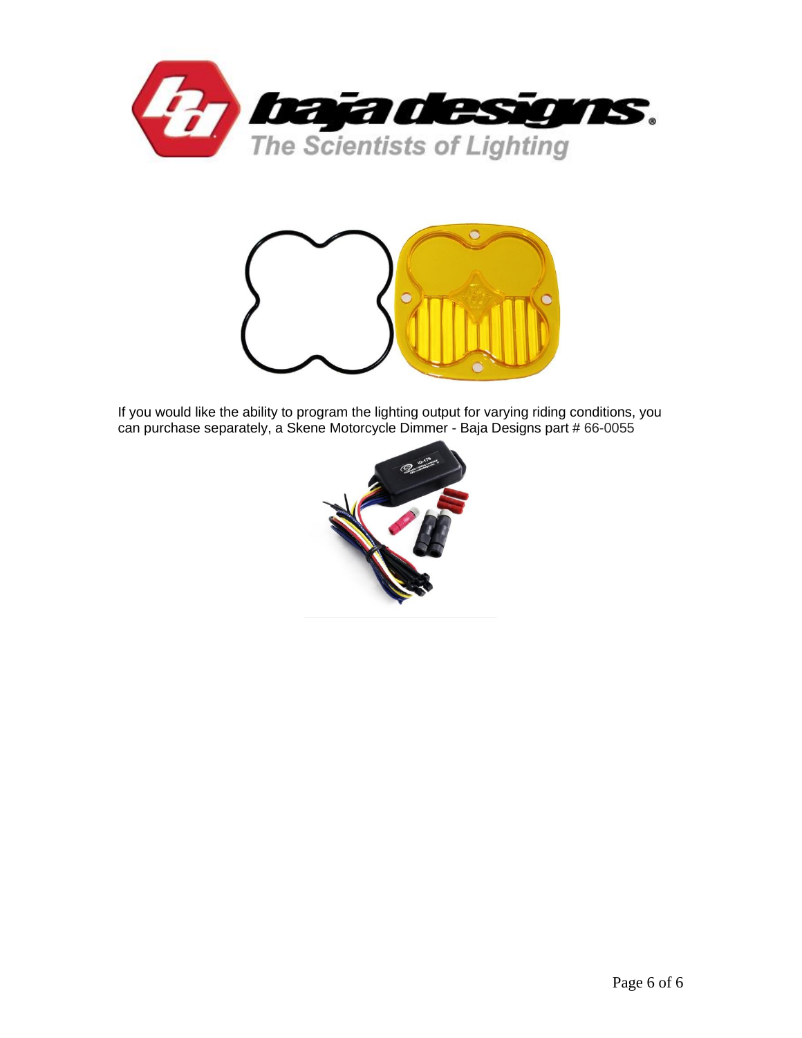If you would like the ability to program the lighting output for varying riding conditions, you can purchase separately, a Skene Motorcycle Dimmer - Baja Designs part # 66-0055